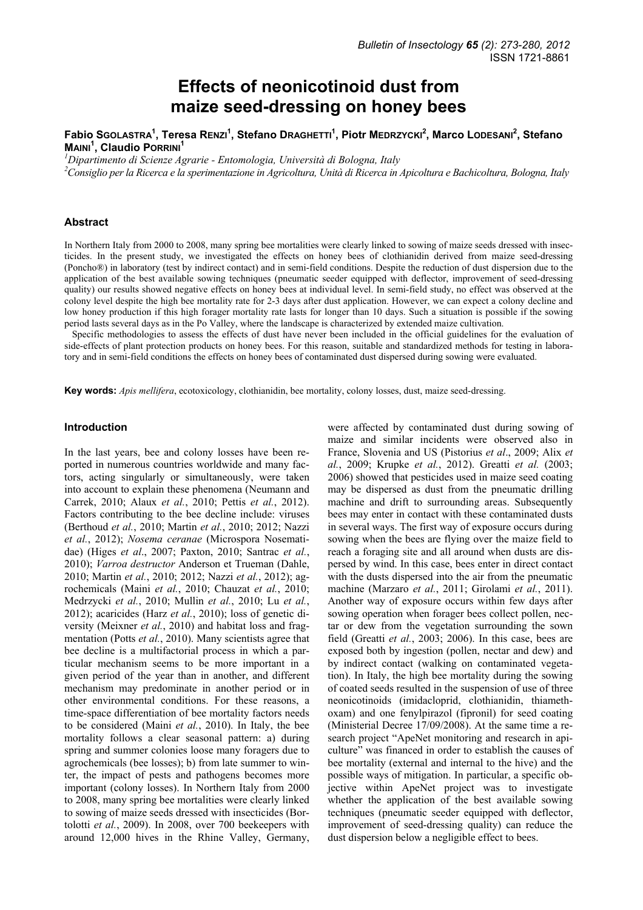# Effects of neonicotinoid dust from maize seed-dressing on honey bees

**Fabio Sgolastra[1], Teresa Renzi[1], Stefano Draghetti[1], Piotr Medrzycki[2], Marco Lodesani[2], Stefano Maini[1], Claudio Porrini[1]**

[1]*Dipartimento di Scienze Agrarie - Entomologia, Università di Bologna, Italy*
[2]*Consiglio per la Ricerca e la sperimentazione in Agricoltura, Unità di Ricerca in Apicoltura e Bachicoltura, Bologna, Italy*

## Abstract

In Northern Italy from 2000 to 2008, many spring bee mortalities were clearly linked to sowing of maize seeds dressed with insecticides. In the present study, we investigated the effects on honey bees of clothianidin derived from maize seed-dressing (Poncho®) in laboratory (test by indirect contact) and in semi-field conditions. Despite the reduction of dust dispersion due to the application of the best available sowing techniques (pneumatic seeder equipped with deflector, improvement of seed-dressing quality) our results showed negative effects on honey bees at individual level. In semi-field study, no effect was observed at the colony level despite the high bee mortality rate for 2-3 days after dust application. However, we can expect a colony decline and low honey production if this high forager mortality rate lasts for longer than 10 days. Such a situation is possible if the sowing period lasts several days as in the Po Valley, where the landscape is characterized by extended maize cultivation.

Specific methodologies to assess the effects of dust have never been included in the official guidelines for the evaluation of side-effects of plant protection products on honey bees. For this reason, suitable and standardized methods for testing in laboratory and in semi-field conditions the effects on honey bees of contaminated dust dispersed during sowing were evaluated.

**Key words:** *Apis mellifera*, ecotoxicology, clothianidin, bee mortality, colony losses, dust, maize seed-dressing.

## Introduction

In the last years, bee and colony losses have been reported in numerous countries worldwide and many factors, acting singularly or simultaneously, were taken into account to explain these phenomena (Neumann and Carrek, 2010; Alaux *et al.*, 2010; Pettis *et al.*, 2012). Factors contributing to the bee decline include: viruses (Berthoud *et al.*, 2010; Martin *et al.*, 2010; 2012; Nazzi *et al.*, 2012); *Nosema ceranae* (Microspora Nosematidae) (Higes *et al.*, 2007; Paxton, 2010; Santrac *et al.*, 2010); *Varroa destructor* Anderson et Trueman (Dahle, 2010; Martin *et al.*, 2010; 2012; Nazzi *et al.*, 2012); agrochemicals (Maini *et al.*, 2010; Chauzat *et al.*, 2010; Medrzycki *et al.*, 2010; Mullin *et al.*, 2010; Lu *et al.*, 2012); acaricides (Harz *et al.*, 2010); loss of genetic diversity (Meixner *et al.*, 2010) and habitat loss and fragmentation (Potts *et al.*, 2010). Many scientists agree that bee decline is a multifactorial process in which a particular mechanism seems to be more important in a given period of the year than in another, and different mechanism may predominate in another period or in other environmental conditions. For these reasons, a time-space differentiation of bee mortality factors needs to be considered (Maini *et al.*, 2010). In Italy, the bee mortality follows a clear seasonal pattern: a) during spring and summer colonies loose many foragers due to agrochemicals (bee losses); b) from late summer to winter, the impact of pests and pathogens becomes more important (colony losses). In Northern Italy from 2000 to 2008, many spring bee mortalities were clearly linked to sowing of maize seeds dressed with insecticides (Bortolotti *et al.*, 2009). In 2008, over 700 beekeepers with around 12,000 hives in the Rhine Valley, Germany, were affected by contaminated dust during sowing of maize and similar incidents were observed also in France, Slovenia and US (Pistorius *et al*., 2009; Alix *et al.*, 2009; Krupke *et al.*, 2012). Greatti *et al.* (2003; 2006) showed that pesticides used in maize seed coating may be dispersed as dust from the pneumatic drilling machine and drift to surrounding areas. Subsequently bees may enter in contact with these contaminated dusts in several ways. The first way of exposure occurs during sowing when the bees are flying over the maize field to reach a foraging site and all around when dusts are dispersed by wind. In this case, bees enter in direct contact with the dusts dispersed into the air from the pneumatic machine (Marzaro *et al.*, 2011; Girolami *et al.*, 2011). Another way of exposure occurs within few days after sowing operation when forager bees collect pollen, nectar or dew from the vegetation surrounding the sown field (Greatti *et al.*, 2003; 2006). In this case, bees are exposed both by ingestion (pollen, nectar and dew) and by indirect contact (walking on contaminated vegetation). In Italy, the high bee mortality during the sowing of coated seeds resulted in the suspension of use of three neonicotinoids (imidacloprid, clothianidin, thiamethoxam) and one fenylpirazol (fipronil) for seed coating (Ministerial Decree 17/09/2008). At the same time a research project "ApeNet monitoring and research in apiculture" was financed in order to establish the causes of bee mortality (external and internal to the hive) and the possible ways of mitigation. In particular, a specific objective within ApeNet project was to investigate whether the application of the best available sowing techniques (pneumatic seeder equipped with deflector, improvement of seed-dressing quality) can reduce the dust dispersion below a negligible effect to bees.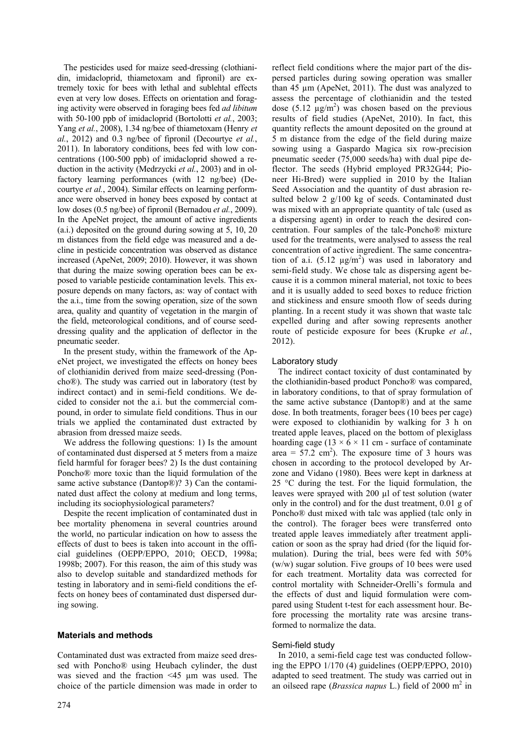The pesticides used for maize seed-dressing (clothianidin, imidacloprid, thiametoxam and fipronil) are extremely toxic for bees with lethal and sublehtal effects even at very low doses. Effects on orientation and foraging activity were observed in foraging bees fed *ad libitum* with 50-100 ppb of imidacloprid (Bortolotti *et al.*, 2003; Yang *et al.*, 2008), 1.34 ng/bee of thiametoxam (Henry *et al.*, 2012) and 0.3 ng/bee of fipronil (Decourtye *et al.*, 2011). In laboratory conditions, bees fed with low concentrations (100-500 ppb) of imidacloprid showed a reduction in the activity (Medrzycki *et al.*, 2003) and in olfactory learning performances (with 12 ng/bee) (Decourtye *et al.*, 2004). Similar effects on learning performance were observed in honey bees exposed by contact at low doses (0.5 ng/bee) of fipronil (Bernadou *et al.*, 2009). In the ApeNet project, the amount of active ingredients (a.i.) deposited on the ground during sowing at 5, 10, 20 m distances from the field edge was measured and a decline in pesticide concentration was observed as distance increased (ApeNet, 2009; 2010). However, it was shown that during the maize sowing operation bees can be exposed to variable pesticide contamination levels. This exposure depends on many factors, as: way of contact with the a.i., time from the sowing operation, size of the sown area, quality and quantity of vegetation in the margin of the field, meteorological conditions, and of course seed-dressing quality and the application of deflector in the pneumatic seeder.

In the present study, within the framework of the ApeNet project, we investigated the effects on honey bees of clothianidin derived from maize seed-dressing (Poncho®). The study was carried out in laboratory (test by indirect contact) and in semi-field conditions. We decided to consider not the a.i. but the commercial compound, in order to simulate field conditions. Thus in our trials we applied the contaminated dust extracted by abrasion from dressed maize seeds.

We address the following questions: 1) Is the amount of contaminated dust dispersed at 5 meters from a maize field harmful for forager bees? 2) Is the dust containing Poncho® more toxic than the liquid formulation of the same active substance (Dantop®)? 3) Can the contaminated dust affect the colony at medium and long terms, including its sociophysiological parameters?

Despite the recent implication of contaminated dust in bee mortality phenomena in several countries around the world, no particular indication on how to assess the effects of dust to bees is taken into account in the official guidelines (OEPP/EPPO, 2010; OECD, 1998a; 1998b; 2007). For this reason, the aim of this study was also to develop suitable and standardized methods for testing in laboratory and in semi-field conditions the effects on honey bees of contaminated dust dispersed during sowing.

## Materials and methods

Contaminated dust was extracted from maize seed dressed with Poncho® using Heubach cylinder, the dust was sieved and the fraction <45 µm was used. The choice of the particle dimension was made in order to reflect field conditions where the major part of the dispersed particles during sowing operation was smaller than 45 µm (ApeNet, 2011). The dust was analyzed to assess the percentage of clothianidin and the tested dose (5.12 µg/m$^2$) was chosen based on the previous results of field studies (ApeNet, 2010). In fact, this quantity reflects the amount deposited on the ground at 5 m distance from the edge of the field during maize sowing using a Gaspardo Magica six row-precision pneumatic seeder (75,000 seeds/ha) with dual pipe deflector. The seeds (Hybrid employed PR32G44; Pioneer Hi-Bred) were supplied in 2010 by the Italian Seed Association and the quantity of dust abrasion resulted below 2 g/100 kg of seeds. Contaminated dust was mixed with an appropriate quantity of talc (used as a dispersing agent) in order to reach the desired concentration. Four samples of the talc-Poncho® mixture used for the treatments, were analysed to assess the real concentration of active ingredient. The same concentration of a.i. (5.12 µg/m$^2$) was used in laboratory and semi-field study. We chose talc as dispersing agent because it is a common mineral material, not toxic to bees and it is usually added to seed boxes to reduce friction and stickiness and ensure smooth flow of seeds during planting. In a recent study it was shown that waste talc expelled during and after sowing represents another route of pesticide exposure for bees (Krupke *et al.*, 2012).

### Laboratory study

The indirect contact toxicity of dust contaminated by the clothianidin-based product Poncho® was compared, in laboratory conditions, to that of spray formulation of the same active substance (Dantop®) and at the same dose. In both treatments, forager bees (10 bees per cage) were exposed to clothianidin by walking for 3 h on treated apple leaves, placed on the bottom of plexiglass hoarding cage (13 × 6 × 11 cm - surface of contaminate area = 57.2 cm$^2$). The exposure time of 3 hours was chosen in according to the protocol developed by Arzone and Vidano (1980). Bees were kept in darkness at 25 °C during the test. For the liquid formulation, the leaves were sprayed with 200 µl of test solution (water only in the control) and for the dust treatment, 0.01 g of Poncho® dust mixed with talc was applied (talc only in the control). The forager bees were transferred onto treated apple leaves immediately after treatment application or soon as the spray had dried (for the liquid formulation). During the trial, bees were fed with 50% (w/w) sugar solution. Five groups of 10 bees were used for each treatment. Mortality data was corrected for control mortality with Schneider-Orelli's formula and the effects of dust and liquid formulation were compared using Student t-test for each assessment hour. Before processing the mortality rate was arcsine transformed to normalize the data.

### Semi-field study

In 2010, a semi-field cage test was conducted following the EPPO 1/170 (4) guidelines (OEPP/EPPO, 2010) adapted to seed treatment. The study was carried out in an oilseed rape (*Brassica napus* L.) field of 2000 m$^2$ in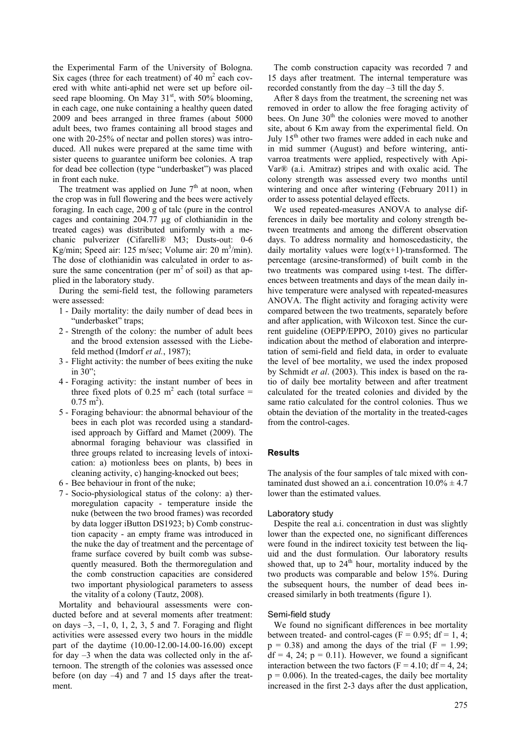the Experimental Farm of the University of Bologna. Six cages (three for each treatment) of 40 $m^2$ each covered with white anti-aphid net were set up before oilseed rape blooming. On May 31[st], with 50% blooming, in each cage, one nuke containing a healthy queen dated 2009 and bees arranged in three frames (about 5000 adult bees, two frames containing all brood stages and one with 20-25% of nectar and pollen stores) was introduced. All nukes were prepared at the same time with sister queens to guarantee uniform bee colonies. A trap for dead bee collection (type "underbasket") was placed in front each nuke.

The treatment was applied on June 7[th] at noon, when the crop was in full flowering and the bees were actively foraging. In each cage, 200 g of talc (pure in the control cages and containing 204.77 µg of clothianidin in the treated cages) was distributed uniformly with a mechanic pulverizer (Cifarelli® M3; Dusts-out: 0-6 Kg/min; Speed air: 125 m/sec; Volume air: 20 $m^3$/min). The dose of clothianidin was calculated in order to assure the same concentration (per $m^2$ of soil) as that applied in the laboratory study.

During the semi-field test, the following parameters were assessed:

1 - Daily mortality: the daily number of dead bees in "underbasket" traps;
2 - Strength of the colony: the number of adult bees and the brood extension assessed with the Liebefeld method (Imdorf *et al.*, 1987);
3 - Flight activity: the number of bees exiting the nuke in 30";
4 - Foraging activity: the instant number of bees in three fixed plots of 0.25 $m^2$ each (total surface = 0.75 $m^2$).
5 - Foraging behaviour: the abnormal behaviour of the bees in each plot was recorded using a standardised approach by Giffard and Mamet (2009). The abnormal foraging behaviour was classified in three groups related to increasing levels of intoxication: a) motionless bees on plants, b) bees in cleaning activity, c) hanging-knocked out bees;
6 - Bee behaviour in front of the nuke;
7 - Socio-physiological status of the colony: a) thermoregulation capacity - temperature inside the nuke (between the two brood frames) was recorded by data logger iButton DS1923; b) Comb construction capacity - an empty frame was introduced in the nuke the day of treatment and the percentage of frame surface covered by built comb was subsequently measured. Both the thermoregulation and the comb construction capacities are considered two important physiological parameters to assess the vitality of a colony (Tautz, 2008).

Mortality and behavioural assessments were conducted before and at several moments after treatment: on days –3, –1, 0, 1, 2, 3, 5 and 7. Foraging and flight activities were assessed every two hours in the middle part of the daytime (10.00-12.00-14.00-16.00) except for day –3 when the data was collected only in the afternoon. The strength of the colonies was assessed once before (on day –4) and 7 and 15 days after the treatment.

The comb construction capacity was recorded 7 and 15 days after treatment. The internal temperature was recorded constantly from the day –3 till the day 5.

After 8 days from the treatment, the screening net was removed in order to allow the free foraging activity of bees. On June 30[th] the colonies were moved to another site, about 6 Km away from the experimental field. On July 15[th] other two frames were added in each nuke and in mid summer (August) and before wintering, anti-varroa treatments were applied, respectively with Api-Var® (a.i. Amitraz) stripes and with oxalic acid. The colony strength was assessed every two months until wintering and once after wintering (February 2011) in order to assess potential delayed effects.

We used repeated-measures ANOVA to analyse differences in daily bee mortality and colony strength between treatments and among the different observation days. To address normality and homoscedasticity, the daily mortality values were $\log(x+1)$-transformed. The percentage (arcsine-transformed) of built comb in the two treatments was compared using t-test. The differences between treatments and days of the mean daily in-hive temperature were analysed with repeated-measures ANOVA. The flight activity and foraging activity were compared between the two treatments, separately before and after application, with Wilcoxon test. Since the current guideline (OEPP/EPPO, 2010) gives no particular indication about the method of elaboration and interpretation of semi-field and field data, in order to evaluate the level of bee mortality, we used the index proposed by Schmidt *et al*. (2003). This index is based on the ratio of daily bee mortality between and after treatment calculated for the treated colonies and divided by the same ratio calculated for the control colonies. Thus we obtain the deviation of the mortality in the treated-cages from the control-cages.

## Results

The analysis of the four samples of talc mixed with contaminated dust showed an a.i. concentration 10.0% ± 4.7 lower than the estimated values.

### Laboratory study

Despite the real a.i. concentration in dust was slightly lower than the expected one, no significant differences were found in the indirect toxicity test between the liquid and the dust formulation. Our laboratory results showed that, up to 24[th] hour, mortality induced by the two products was comparable and below 15%. During the subsequent hours, the number of dead bees increased similarly in both treatments (figure 1).

### Semi-field study

We found no significant differences in bee mortality between treated- and control-cages ($F = 0.95$; $df = 1, 4$; $p = 0.38$) and among the days of the trial ($F = 1.99$; $df = 4, 24$; $p = 0.11$). However, we found a significant interaction between the two factors ($F = 4.10$; $df = 4, 24$; $p = 0.006$). In the treated-cages, the daily bee mortality increased in the first 2-3 days after the dust application,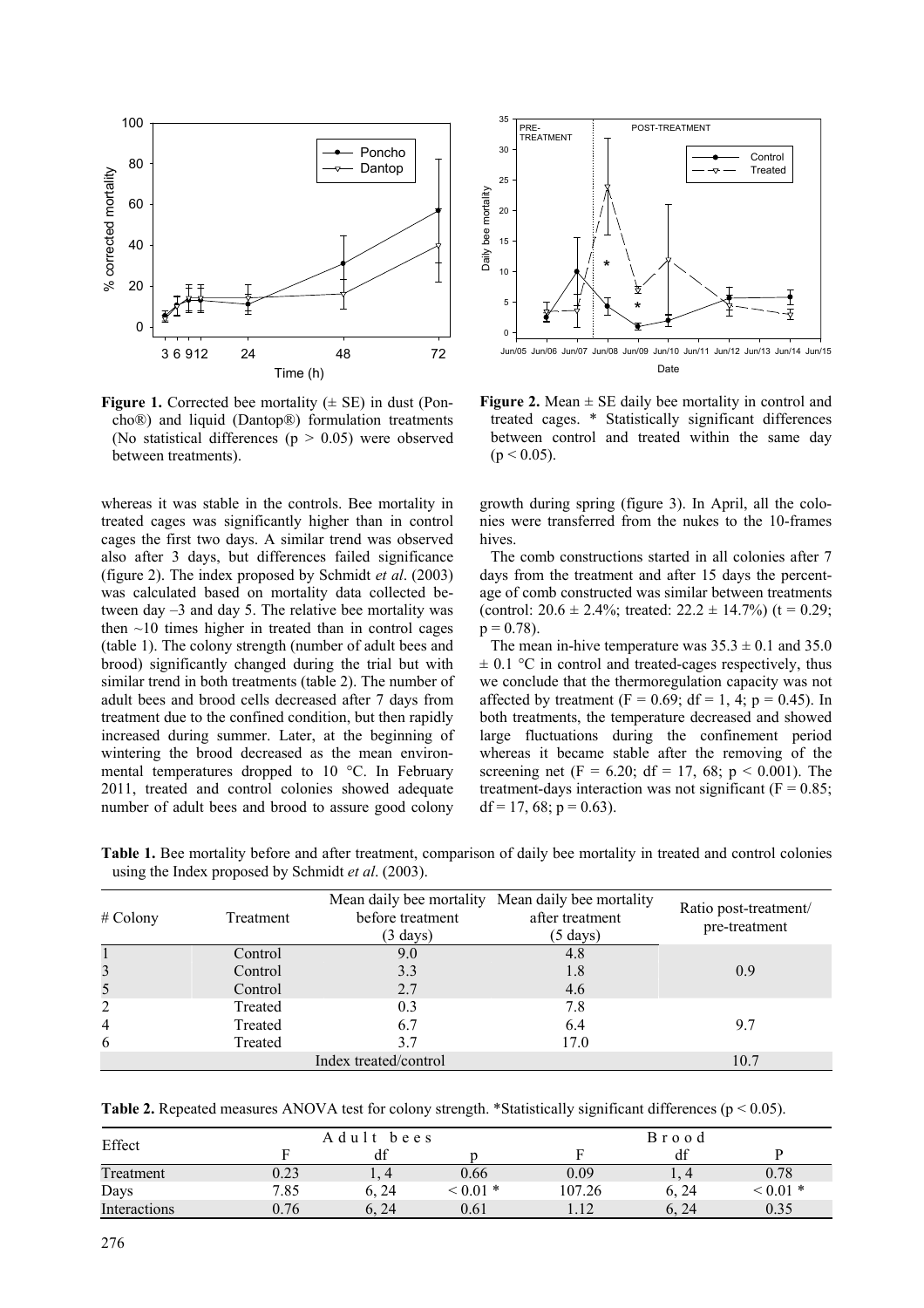**Figure 1.** Corrected bee mortality (± SE) in dust (Poncho®) and liquid (Dantop®) formulation treatments (No statistical differences ($p > 0.05$) were observed between treatments).

**Figure 2.** Mean ± SE daily bee mortality in control and treated cages. * Statistically significant differences between control and treated within the same day ($p < 0.05$).

whereas it was stable in the controls. Bee mortality in treated cages was significantly higher than in control cages the first two days. A similar trend was observed also after 3 days, but differences failed significance (figure 2). The index proposed by Schmidt *et al*. (2003) was calculated based on mortality data collected between day –3 and day 5. The relative bee mortality was then ~10 times higher in treated than in control cages (table 1). The colony strength (number of adult bees and brood) significantly changed during the trial but with similar trend in both treatments (table 2). The number of adult bees and brood cells decreased after 7 days from treatment due to the confined condition, but then rapidly increased during summer. Later, at the beginning of wintering the brood decreased as the mean environmental temperatures dropped to 10 °C. In February 2011, treated and control colonies showed adequate number of adult bees and brood to assure good colony growth during spring (figure 3). In April, all the colonies were transferred from the nukes to the 10-frames hives.

The comb constructions started in all colonies after 7 days from the treatment and after 15 days the percentage of comb constructed was similar between treatments (control: 20.6 ± 2.4%; treated: 22.2 ± 14.7%) ($t = 0.29$; $p = 0.78$).

The mean in-hive temperature was 35.3 ± 0.1 and 35.0 ± 0.1 °C in control and treated-cages respectively, thus we conclude that the thermoregulation capacity was not affected by treatment ($F = 0.69$; df = 1, 4; $p = 0.45$). In both treatments, the temperature decreased and showed large fluctuations during the confinement period whereas it became stable after the removing of the screening net ($F = 6.20$; df = 17, 68; $p < 0.001$). The treatment-days interaction was not significant ($F = 0.85$; df = 17, 68; $p = 0.63$).

**Table 1.** Bee mortality before and after treatment, comparison of daily bee mortality in treated and control colonies using the Index proposed by Schmidt *et al*. (2003).

| # Colony | Treatment | Mean daily bee mortality before treatment (3 days) | Mean daily bee mortality after treatment (5 days) | Ratio post-treatment/ pre-treatment |
|---|---|---|---|---|
| 1 | Control | 9.0 | 4.8 | |
| 3 | Control | 3.3 | 1.8 | 0.9 |
| 5 | Control | 2.7 | 4.6 | |
| 2 | Treated | 0.3 | 7.8 | |
| 4 | Treated | 6.7 | 6.4 | 9.7 |
| 6 | Treated | 3.7 | 17.0 | |
| Index treated/control | | | | 10.7 |

**Table 2.** Repeated measures ANOVA test for colony strength. *Statistically significant differences ($p < 0.05$).

| Effect | Adult bees | | | Brood | | |
|---|---|---|---|---|---|---|
| | F | df | p | F | df | P |
| Treatment | 0.23 | 1, 4 | 0.66 | 0.09 | 1, 4 | 0.78 |
| Days | 7.85 | 6, 24 | < 0.01 * | 107.26 | 6, 24 | < 0.01 * |
| Interactions | 0.76 | 6, 24 | 0.61 | 1.12 | 6, 24 | 0.35 |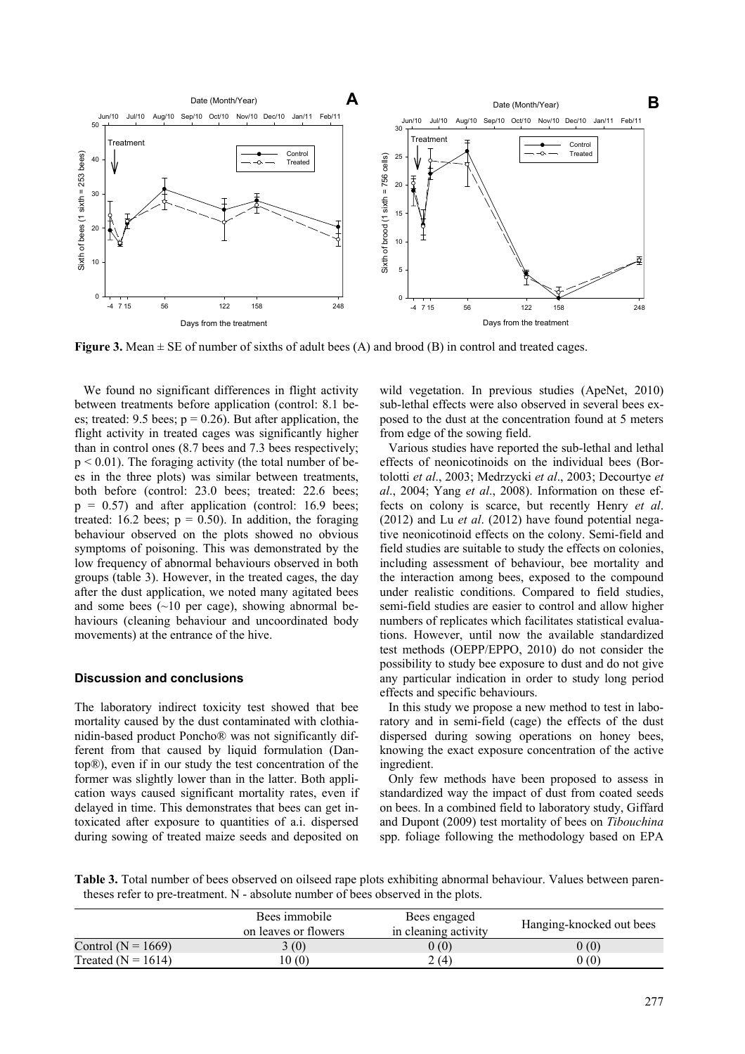**Figure 3.** Mean ± SE of number of sixths of adult bees (A) and brood (B) in control and treated cages.

We found no significant differences in flight activity between treatments before application (control: 8.1 bees; treated: 9.5 bees; $p = 0.26$). But after application, the flight activity in treated cages was significantly higher than in control ones (8.7 bees and 7.3 bees respectively; $p < 0.01$). The foraging activity (the total number of bees in the three plots) was similar between treatments, both before (control: 23.0 bees; treated: 22.6 bees; $p = 0.57$) and after application (control: 16.9 bees; treated: 16.2 bees; $p = 0.50$). In addition, the foraging behaviour observed on the plots showed no obvious symptoms of poisoning. This was demonstrated by the low frequency of abnormal behaviours observed in both groups (table 3). However, in the treated cages, the day after the dust application, we noted many agitated bees and some bees (~10 per cage), showing abnormal behaviours (cleaning behaviour and uncoordinated body movements) at the entrance of the hive.

## Discussion and conclusions

The laboratory indirect toxicity test showed that bee mortality caused by the dust contaminated with clothianidin-based product Poncho® was not significantly different from that caused by liquid formulation (Dantop®), even if in our study the test concentration of the former was slightly lower than in the latter. Both application ways caused significant mortality rates, even if delayed in time. This demonstrates that bees can get intoxicated after exposure to quantities of a.i. dispersed during sowing of treated maize seeds and deposited on wild vegetation. In previous studies (ApeNet, 2010) sub-lethal effects were also observed in several bees exposed to the dust at the concentration found at 5 meters from edge of the sowing field.

Various studies have reported the sub-lethal and lethal effects of neonicotinoids on the individual bees (Bortolotti *et al*., 2003; Medrzycki *et al*., 2003; Decourtye *et al*., 2004; Yang *et al*., 2008). Information on these effects on colony is scarce, but recently Henry *et al*. (2012) and Lu *et al*. (2012) have found potential negative neonicotinoid effects on the colony. Semi-field and field studies are suitable to study the effects on colonies, including assessment of behaviour, bee mortality and the interaction among bees, exposed to the compound under realistic conditions. Compared to field studies, semi-field studies are easier to control and allow higher numbers of replicates which facilitates statistical evaluations. However, until now the available standardized test methods (OEPP/EPPO, 2010) do not consider the possibility to study bee exposure to dust and do not give any particular indication in order to study long period effects and specific behaviours.

In this study we propose a new method to test in laboratory and in semi-field (cage) the effects of the dust dispersed during sowing operations on honey bees, knowing the exact exposure concentration of the active ingredient.

Only few methods have been proposed to assess in standardized way the impact of dust from coated seeds on bees. In a combined field to laboratory study, Giffard and Dupont (2009) test mortality of bees on *Tibouchina* spp. foliage following the methodology based on EPA

**Table 3.** Total number of bees observed on oilseed rape plots exhibiting abnormal behaviour. Values between parentheses refer to pre-treatment. N - absolute number of bees observed in the plots.

| | Bees immobile on leaves or flowers | Bees engaged in cleaning activity | Hanging-knocked out bees |
|---|---|---|---|
| Control (N = 1669) | 3 (0) | 0 (0) | 0 (0) |
| Treated (N = 1614) | 10 (0) | 2 (4) | 0 (0) |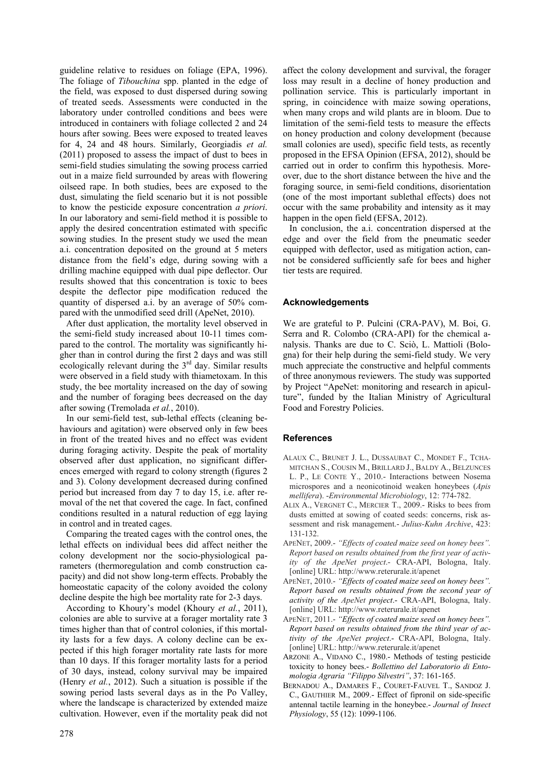guideline relative to residues on foliage (EPA, 1996). The foliage of *Tibouchina* spp. planted in the edge of the field, was exposed to dust dispersed during sowing of treated seeds. Assessments were conducted in the laboratory under controlled conditions and bees were introduced in containers with foliage collected 2 and 24 hours after sowing. Bees were exposed to treated leaves for 4, 24 and 48 hours. Similarly, Georgiadis *et al.* (2011) proposed to assess the impact of dust to bees in semi-field studies simulating the sowing process carried out in a maize field surrounded by areas with flowering oilseed rape. In both studies, bees are exposed to the dust, simulating the field scenario but it is not possible to know the pesticide exposure concentration *a priori*. In our laboratory and semi-field method it is possible to apply the desired concentration estimated with specific sowing studies. In the present study we used the mean a.i. concentration deposited on the ground at 5 meters distance from the field's edge, during sowing with a drilling machine equipped with dual pipe deflector. Our results showed that this concentration is toxic to bees despite the deflector pipe modification reduced the quantity of dispersed a.i. by an average of 50% compared with the unmodified seed drill (ApeNet, 2010).

After dust application, the mortality level observed in the semi-field study increased about 10-11 times compared to the control. The mortality was significantly higher than in control during the first 2 days and was still ecologically relevant during the 3rd day. Similar results were observed in a field study with thiametoxam. In this study, the bee mortality increased on the day of sowing and the number of foraging bees decreased on the day after sowing (Tremolada *et al.*, 2010).

In our semi-field test, sub-lethal effects (cleaning behaviours and agitation) were observed only in few bees in front of the treated hives and no effect was evident during foraging activity. Despite the peak of mortality observed after dust application, no significant differences emerged with regard to colony strength (figures 2 and 3). Colony development decreased during confined period but increased from day 7 to day 15, i.e. after removal of the net that covered the cage. In fact, confined conditions resulted in a natural reduction of egg laying in control and in treated cages.

Comparing the treated cages with the control ones, the lethal effects on individual bees did affect neither the colony development nor the socio-physiological parameters (thermoregulation and comb construction capacity) and did not show long-term effects. Probably the homeostatic capacity of the colony avoided the colony decline despite the high bee mortality rate for 2-3 days.

According to Khoury's model (Khoury *et al.*, 2011), colonies are able to survive at a forager mortality rate 3 times higher than that of control colonies, if this mortality lasts for a few days. A colony decline can be expected if this high forager mortality rate lasts for more than 10 days. If this forager mortality lasts for a period of 30 days, instead, colony survival may be impaired (Henry *et al.*, 2012). Such a situation is possible if the sowing period lasts several days as in the Po Valley, where the landscape is characterized by extended maize cultivation. However, even if the mortality peak did not affect the colony development and survival, the forager loss may result in a decline of honey production and pollination service. This is particularly important in spring, in coincidence with maize sowing operations, when many crops and wild plants are in bloom. Due to limitation of the semi-field tests to measure the effects on honey production and colony development (because small colonies are used), specific field tests, as recently proposed in the EFSA Opinion (EFSA, 2012), should be carried out in order to confirm this hypothesis. Moreover, due to the short distance between the hive and the foraging source, in semi-field conditions, disorientation (one of the most important sublethal effects) does not occur with the same probability and intensity as it may happen in the open field (EFSA, 2012).

In conclusion, the a.i. concentration dispersed at the edge and over the field from the pneumatic seeder equipped with deflector, used as mitigation action, cannot be considered sufficiently safe for bees and higher tier tests are required.

## Acknowledgements

We are grateful to P. Pulcini (CRA-PAV), M. Boi, G. Serra and R. Colombo (CRA-API) for the chemical analysis. Thanks are due to C. Sciò, L. Mattioli (Bologna) for their help during the semi-field study. We very much appreciate the constructive and helpful comments of three anonymous reviewers. The study was supported by Project "ApeNet: monitoring and research in apiculture", funded by the Italian Ministry of Agricultural Food and Forestry Policies.

## References

ALAUX C., BRUNET J. L., DUSSAUBAT C., MONDET F., TCHAMITCHAN S., COUSIN M., BRILLARD J., BALDY A., BELZUNCES L. P., LE CONTE Y., 2010.- Interactions between Nosema microspores and a neonicotinoid weaken honeybees (*Apis mellifera*). -*Environmental Microbiology*, 12: 774-782.

ALIX A., VERGNET C., MERCIER T., 2009.- Risks to bees from dusts emitted at sowing of coated seeds: concerns, risk assessment and risk management.- *Julius-Kuhn Archive*, 423: 131-132.

APENET, 2009.- *"Effects of coated maize seed on honey bees". Report based on results obtained from the first year of activity of the ApeNet project*.- CRA-API, Bologna, Italy. [online] URL: http://www.reterurale.it/apenet

APENET, 2010.- *"Effects of coated maize seed on honey bees". Report based on results obtained from the second year of activity of the ApeNet project*.- CRA-API, Bologna, Italy. [online] URL: http://www.reterurale.it/apenet

APENET, 2011.- *"Effects of coated maize seed on honey bees". Report based on results obtained from the third year of activity of the ApeNet project*.- CRA-API, Bologna, Italy. [online] URL: http://www.reterurale.it/apenet

ARZONE A., VIDANO C., 1980.- Methods of testing pesticide toxicity to honey bees.- *Bollettino del Laboratorio di Entomologia Agraria "Filippo Silvestri"*, 37: 161-165.

BERNADOU A., DAMARES F., COURET-FAUVEL T., SANDOZ J. C., GAUTHIER M., 2009.- Effect of fipronil on side-specific antennal tactile learning in the honeybee.- *Journal of Insect Physiology*, 55 (12): 1099-1106.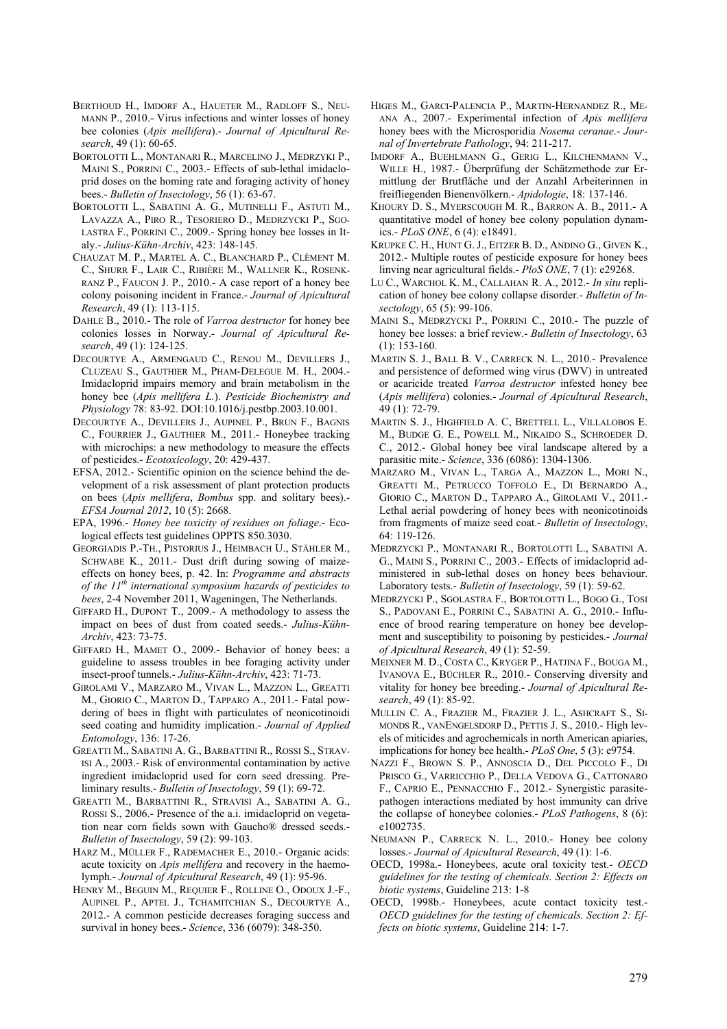BERTHOUD H., IMDORF A., HAUETER M., RADLOFF S., NEUMANN P., 2010.- Virus infections and winter losses of honey bee colonies (*Apis mellifera*).- *Journal of Apicultural Research*, 49 (1): 60-65.

BORTOLOTTI L., MONTANARI R., MARCELINO J., MEDRZYKI P., MAINI S., PORRINI C., 2003.- Effects of sub-lethal imidacloprid doses on the homing rate and foraging activity of honey bees.- *Bulletin of Insectology*, 56 (1): 63-67.

BORTOLOTTI L., SABATINI A. G., MUTINELLI F., ASTUTI M., LAVAZZA A., PIRO R., TESORIERO D., MEDRZYCKI P., SGOLASTRA F., PORRINI C., 2009.- Spring honey bee losses in Italy.- *Julius-Kühn-Archiv*, 423: 148-145.

CHAUZAT M. P., MARTEL A. C., BLANCHARD P., CLÈMENT M. C., SHURR F., LAIR C., RIBIÈRE M., WALLNER K., ROSENKRANZ P., FAUCON J. P., 2010.- A case report of a honey bee colony poisoning incident in France.- *Journal of Apicultural Research*, 49 (1): 113-115.

DAHLE B., 2010.- The role of *Varroa destructor* for honey bee colonies losses in Norway.- *Journal of Apicultural Research*, 49 (1): 124-125.

DECOURTYE A., ARMENGAUD C., RENOU M., DEVILLERS J., CLUZEAU S., GAUTHIER M., PHAM-DELEGUE M. H., 2004.- Imidacloprid impairs memory and brain metabolism in the honey bee (*Apis mellifera L.*). *Pesticide Biochemistry and Physiology* 78: 83-92. DOI:10.1016/j.pestbp.2003.10.001.

DECOURTYE A., DEVILLERS J., AUPINEL P., BRUN F., BAGNIS C., FOURRIER J., GAUTHIER M., 2011.- Honeybee tracking with microchips: a new methodology to measure the effects of pesticides.- *Ecotoxicology*, 20: 429-437.

EFSA, 2012.- Scientific opinion on the science behind the development of a risk assessment of plant protection products on bees (*Apis mellifera*, *Bombus* spp. and solitary bees).- *EFSA Journal 2012*, 10 (5): 2668.

EPA, 1996.- *Honey bee toxicity of residues on foliage*.- Ecological effects test guidelines OPPTS 850.3030.

GEORGIADIS P.-TH., PISTORIUS J., HEIMBACH U., STÄHLER M., SCHWABE K., 2011.- Dust drift during sowing of maize-effects on honey bees, p. 42. In: *Programme and abstracts of the 11th international symposium hazards of pesticides to bees*, 2-4 November 2011, Wageningen, The Netherlands.

GIFFARD H., DUPONT T., 2009.- A methodology to assess the impact on bees of dust from coated seeds.- *Julius-Kühn-Archiv*, 423: 73-75.

GIFFARD H., MAMET O., 2009.- Behavior of honey bees: a guideline to assess troubles in bee foraging activity under insect-proof tunnels.- *Julius-Kühn-Archiv*, 423: 71-73.

GIROLAMI V., MARZARO M., VIVAN L., MAZZON L., GREATTI M., GIORIO C., MARTON D., TAPPARO A., 2011.- Fatal powdering of bees in flight with particulates of neonicotinoidi seed coating and humidity implication.- *Journal of Applied Entomology*, 136: 17-26.

GREATTI M., SABATINI A. G., BARBATTINI R., ROSSI S., STRAVISI A., 2003.- Risk of environmental contamination by active ingredient imidacloprid used for corn seed dressing. Preliminary results.- *Bulletin of Insectology*, 59 (1): 69-72.

GREATTI M., BARBATTINI R., STRAVISI A., SABATINI A. G., ROSSI S., 2006.- Presence of the a.i. imidacloprid on vegetation near corn fields sown with Gaucho® dressed seeds.- *Bulletin of Insectology*, 59 (2): 99-103.

HARZ M., MÜLLER F., RADEMACHER E., 2010.- Organic acids: acute toxicity on *Apis mellifera* and recovery in the haemolymph.- *Journal of Apicultural Research*, 49 (1): 95-96.

HENRY M., BEGUIN M., REQUIER F., ROLLINE O., ODOUX J.-F., AUPINEL P., APTEL J., TCHAMITCHIAN S., DECOURTYE A., 2012.- A common pesticide decreases foraging success and survival in honey bees.- *Science*, 336 (6079): 348-350.

HIGES M., GARCI-PALENCIA P., MARTIN-HERNANDEZ R., MEANA A., 2007.- Experimental infection of *Apis mellifera* honey bees with the Microsporidia *Nosema ceranae*.- *Journal of Invertebrate Pathology*, 94: 211-217.

IMDORF A., BUEHLMANN G., GERIG L., KILCHENMANN V., WILLE H., 1987.- Überprüfung der Schätzmethode zur Ermittlung der Brutfläche und der Anzahl Arbeiterinnen in freifliegenden Bienenvölkern.- *Apidologie*, 18: 137-146.

KHOURY D. S., MYERSCOUGH M. R., BARRON A. B., 2011.- A quantitative model of honey bee colony population dynamics.- *PLoS ONE*, 6 (4): e18491.

KRUPKE C. H., HUNT G. J., EITZER B. D., ANDINO G., GIVEN K., 2012.- Multiple routes of pesticide exposure for honey bees linving near agricultural fields.- *PloS ONE*, 7 (1): e29268.

LU C., WARCHOL K. M., CALLAHAN R. A., 2012.- *In situ* replication of honey bee colony collapse disorder.- *Bulletin of Insectology*, 65 (5): 99-106.

MAINI S., MEDRZYCKI P., PORRINI C., 2010.- The puzzle of honey bee losses: a brief review.- *Bulletin of Insectology*, 63 (1): 153-160.

MARTIN S. J., BALL B. V., CARRECK N. L., 2010.- Prevalence and persistence of deformed wing virus (DWV) in untreated or acaricide treated *Varroa destructor* infested honey bee (*Apis mellifera*) colonies.- *Journal of Apicultural Research*, 49 (1): 72-79.

MARTIN S. J., HIGHFIELD A. C, BRETTELL L., VILLALOBOS E. M., BUDGE G. E., POWELL M., NIKAIDO S., SCHROEDER D. C., 2012.- Global honey bee viral landscape altered by a parasitic mite.- *Science*, 336 (6086): 1304-1306.

MARZARO M., VIVAN L., TARGA A., MAZZON L., MORI N., GREATTI M., PETRUCCO TOFFOLO E., DI BERNARDO A., GIORIO C., MARTON D., TAPPARO A., GIROLAMI V., 2011.- Lethal aerial powdering of honey bees with neonicotinoids from fragments of maize seed coat.- *Bulletin of Insectology*, 64: 119-126.

MEDRZYCKI P., MONTANARI R., BORTOLOTTI L., SABATINI A. G., MAINI S., PORRINI C., 2003.- Effects of imidacloprid administered in sub-lethal doses on honey bees behaviour. Laboratory tests.- *Bulletin of Insectology*, 59 (1): 59-62.

MEDRZYCKI P., SGOLASTRA F., BORTOLOTTI L., BOGO G., TOSI S., PADOVANI E., PORRINI C., SABATINI A. G., 2010.- Influence of brood rearing temperature on honey bee development and susceptibility to poisoning by pesticides.- *Journal of Apicultural Research*, 49 (1): 52-59.

MEIXNER M. D., COSTA C., KRYGER P., HATJINA F., BOUGA M., IVANOVA E., BÜCHLER R., 2010.- Conserving diversity and vitality for honey bee breeding.- *Journal of Apicultural Research*, 49 (1): 85-92.

MULLIN C. A., FRAZIER M., FRAZIER J. L., ASHCRAFT S., SIMONDS R., VANENGELSDORP D., PETTIS J. S., 2010.- High levels of miticides and agrochemicals in north American apiaries, implications for honey bee health.- *PLoS One*, 5 (3): e9754.

NAZZI F., BROWN S. P., ANNOSCIA D., DEL PICCOLO F., DI PRISCO G., VARRICCHIO P., DELLA VEDOVA G., CATTONARO F., CAPRIO E., PENNACCHIO F., 2012.- Synergistic parasite-pathogen interactions mediated by host immunity can drive the collapse of honeybee colonies.- *PLoS Pathogens*, 8 (6): e1002735.

NEUMANN P., CARRECK N. L., 2010.- Honey bee colony losses.- *Journal of Apicultural Research*, 49 (1): 1-6.

OECD, 1998a.- Honeybees, acute oral toxicity test.- *OECD guidelines for the testing of chemicals. Section 2: Effects on biotic systems*, Guideline 213: 1-8

OECD, 1998b.- Honeybees, acute contact toxicity test.- *OECD guidelines for the testing of chemicals. Section 2: Effects on biotic systems*, Guideline 214: 1-7.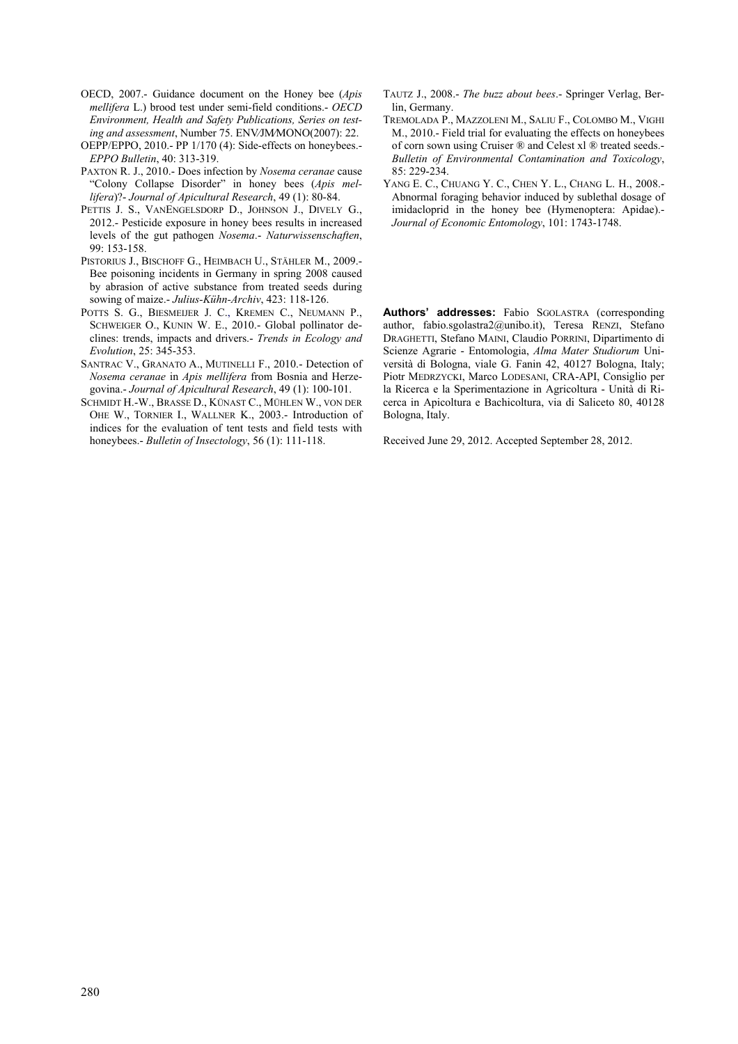OECD, 2007.- Guidance document on the Honey bee (*Apis mellifera* L.) brood test under semi-field conditions.- *OECD Environment, Health and Safety Publications, Series on testing and assessment*, Number 75. ENV/JM/MONO(2007): 22.

OEPP/EPPO, 2010.- PP 1/170 (4): Side-effects on honeybees.- *EPPO Bulletin*, 40: 313-319.

PAXTON R. J., 2010.- Does infection by *Nosema ceranae* cause "Colony Collapse Disorder" in honey bees (*Apis mellifera*)?- *Journal of Apicultural Research*, 49 (1): 80-84.

PETTIS J. S., VANENGELSDORP D., JOHNSON J., DIVELY G., 2012.- Pesticide exposure in honey bees results in increased levels of the gut pathogen *Nosema*.- *Naturwissenschaften*, 99: 153-158.

PISTORIUS J., BISCHOFF G., HEIMBACH U., STÄHLER M., 2009.- Bee poisoning incidents in Germany in spring 2008 caused by abrasion of active substance from treated seeds during sowing of maize.- *Julius-Kühn-Archiv*, 423: 118-126.

POTTS S. G., BIESMEIJER J. C., KREMEN C., NEUMANN P., SCHWEIGER O., KUNIN W. E., 2010.- Global pollinator declines: trends, impacts and drivers.- *Trends in Ecology and Evolution*, 25: 345-353.

SANTRAC V., GRANATO A., MUTINELLI F., 2010.- Detection of *Nosema ceranae* in *Apis mellifera* from Bosnia and Herzegovina.- *Journal of Apicultural Research*, 49 (1): 100-101.

SCHMIDT H.-W., BRASSE D., KÜNAST C., MÜHLEN W., VON DER OHE W., TORNIER I., WALLNER K., 2003.- Introduction of indices for the evaluation of tent tests and field tests with honeybees.- *Bulletin of Insectology*, 56 (1): 111-118.

TAUTZ J., 2008.- *The buzz about bees*.- Springer Verlag, Berlin, Germany.

TREMOLADA P., MAZZOLENI M., SALIU F., COLOMBO M., VIGHI M., 2010.- Field trial for evaluating the effects on honeybees of corn sown using Cruiser ® and Celest xl ® treated seeds.- *Bulletin of Environmental Contamination and Toxicology*, 85: 229-234.

YANG E. C., CHUANG Y. C., CHEN Y. L., CHANG L. H., 2008.- Abnormal foraging behavior induced by sublethal dosage of imidacloprid in the honey bee (Hymenoptera: Apidae).- *Journal of Economic Entomology*, 101: 1743-1748.

**Authors' addresses:** Fabio SGOLASTRA (corresponding author, fabio.sgolastra2@unibo.it), Teresa RENZI, Stefano DRAGHETTI, Stefano MAINI, Claudio PORRINI, Dipartimento di Scienze Agrarie - Entomologia, *Alma Mater Studiorum* Università di Bologna, viale G. Fanin 42, 40127 Bologna, Italy; Piotr MEDRZYCKI, Marco LODESANI, CRA-API, Consiglio per la Ricerca e la Sperimentazione in Agricoltura - Unità di Ricerca in Apicoltura e Bachicoltura, via di Saliceto 80, 40128 Bologna, Italy.

Received June 29, 2012. Accepted September 28, 2012.